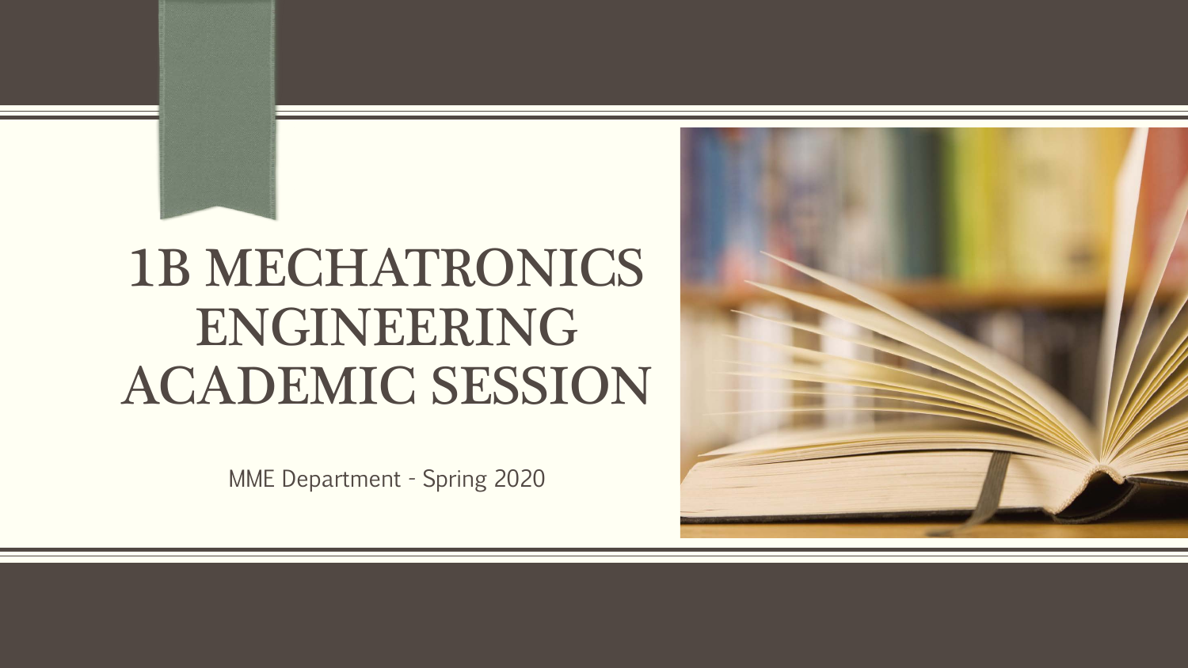# 1B MECHATRONICS ENGINEERING ACADEMIC SESSION

MME Department - Spring 2020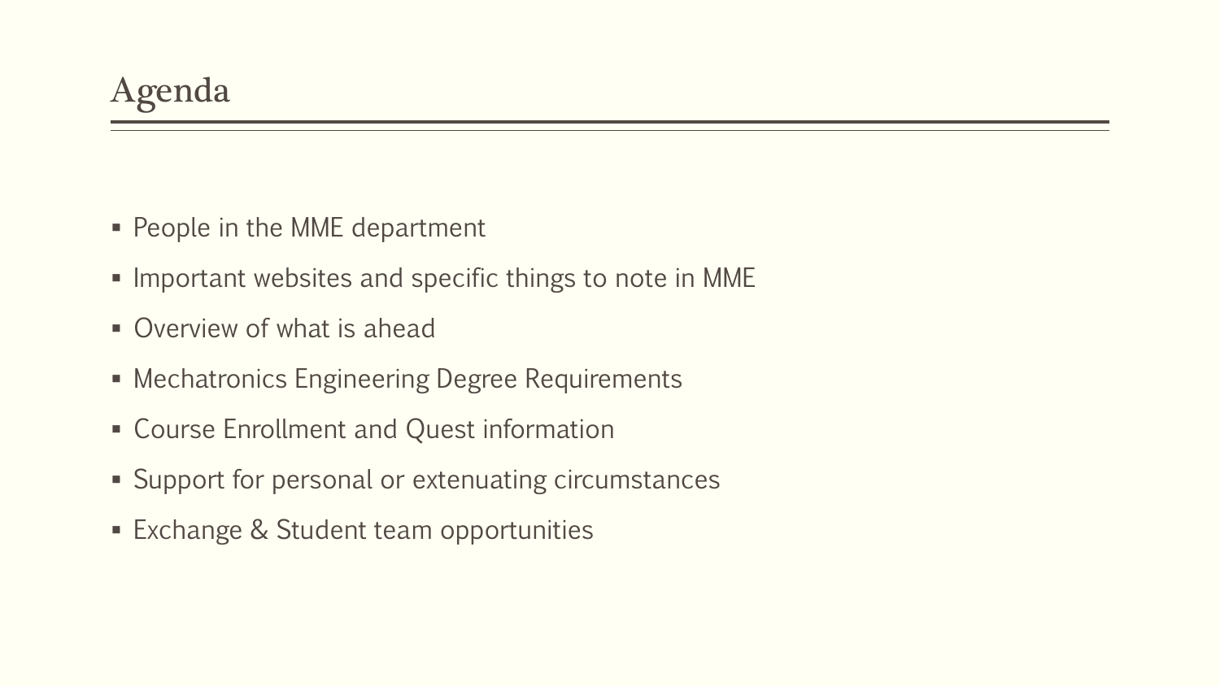# Agenda

- People in the MME department
- Important websites and specific things to note in MME
- Overview of what is ahead
- Mechatronics Engineering Degree Requirements
- Course Enrollment and Quest information
- Support for personal or extenuating circumstances
- Exchange & Student team opportunities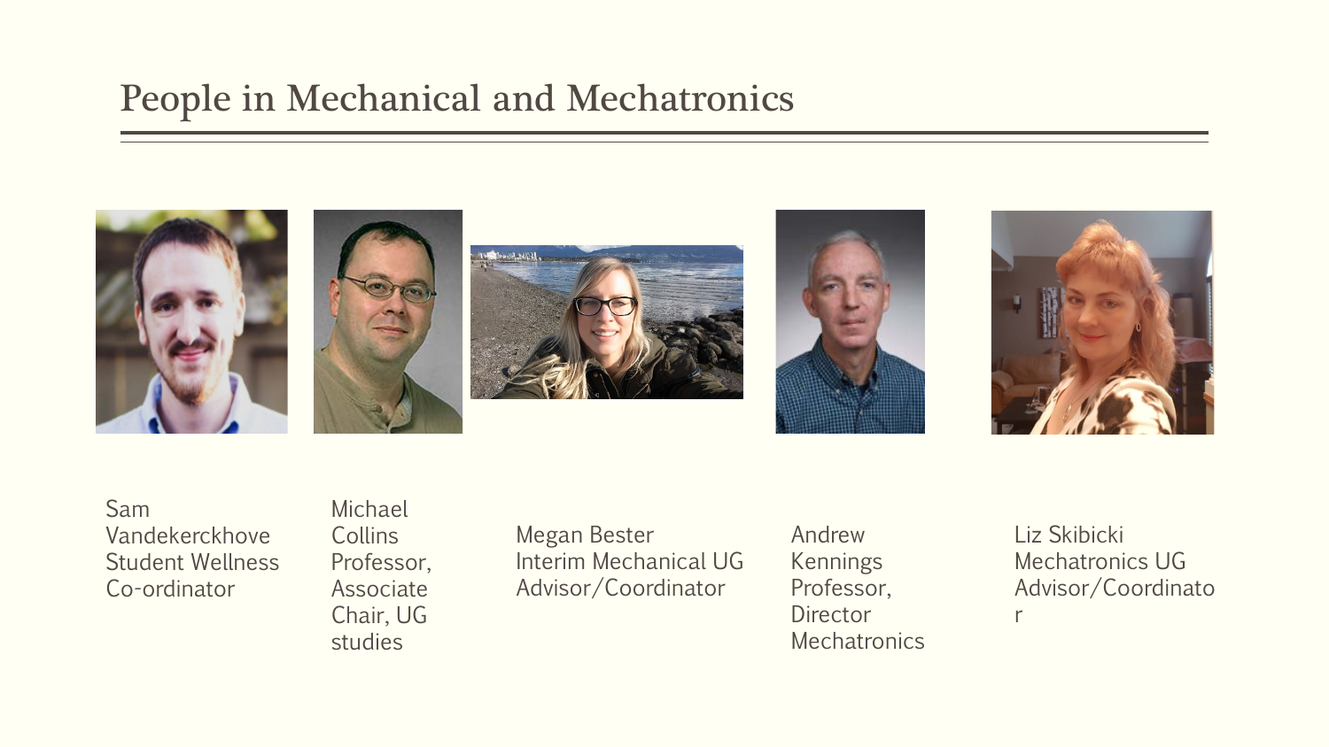# People in Mechanical and Mechatronics

Sam Vandekerckhove
Student Wellness Co-ordinator

Michael Collins
Professor, Associate Chair, UG studies

Megan Bester
Interim Mechanical UG Advisor/Coordinator

Andrew Kennings
Professor, Director Mechatronics

Liz Skibicki
Mechatronics UG Advisor/Coordinator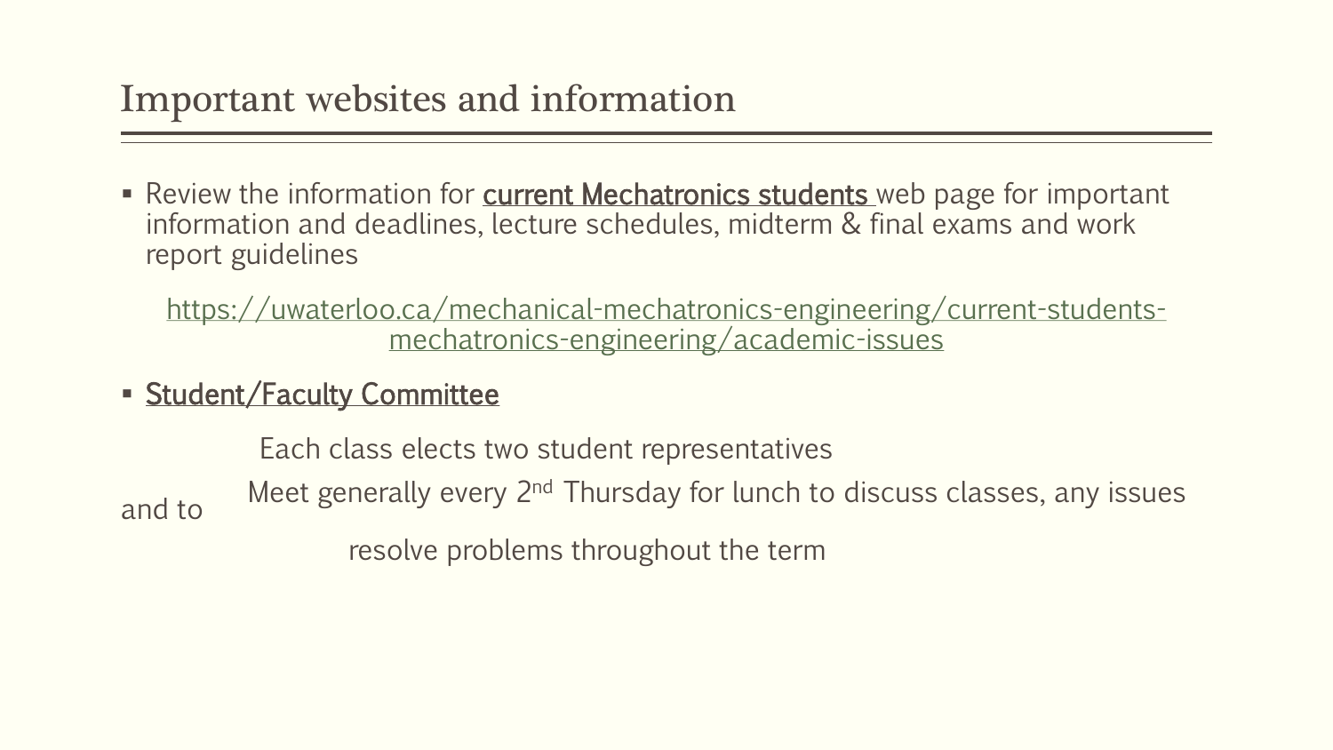# Important websites and information

- Review the information for current Mechatronics students web page for important information and deadlines, lecture schedules, midterm & final exams and work report guidelines

  https://uwaterloo.ca/mechanical-mechatronics-engineering/current-students-mechatronics-engineering/academic-issues

- Student/Faculty Committee

  Each class elects two student representatives

  Meet generally every 2nd Thursday for lunch to discuss classes, any issues and to resolve problems throughout the term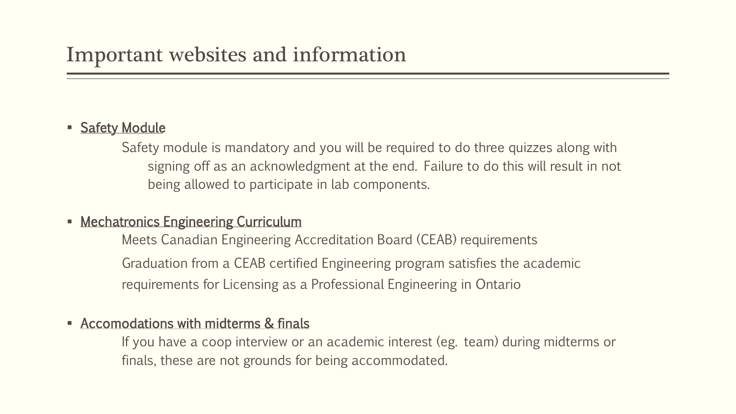# Important websites and information

- Safety Module

  Safety module is mandatory and you will be required to do three quizzes along with signing off as an acknowledgment at the end. Failure to do this will result in not being allowed to participate in lab components.

- Mechatronics Engineering Curriculum

  Meets Canadian Engineering Accreditation Board (CEAB) requirements

  Graduation from a CEAB certified Engineering program satisfies the academic requirements for Licensing as a Professional Engineering in Ontario

- Accomodations with midterms & finals

  If you have a coop interview or an academic interest (eg. team) during midterms or finals, these are not grounds for being accommodated.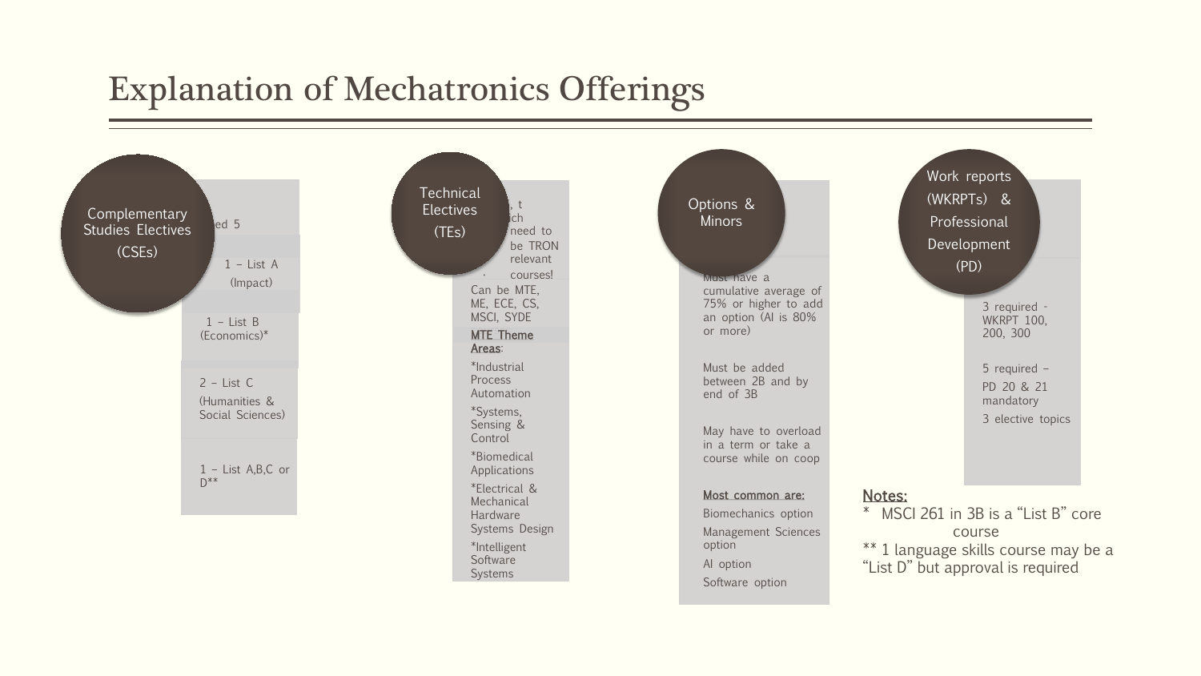# Explanation of Mechatronics Offerings

## Complementary Studies Electives (CSEs)

ed 5

- 1 – List A (Impact)
- 1 – List B (Economics)*
- 2 – List C (Humanities & Social Sciences)
- 1 – List A,B,C or D**

## Technical Electives (TEs)

, t ch need to be TRON relevant courses!

Can be MTE, ME, ECE, CS, MSCI, SYDE

**MTE Theme Areas**:

- *Industrial Process Automation
- *Systems, Sensing & Control
- *Biomedical Applications
- *Electrical & Mechanical Hardware Systems Design
- *Intelligent Software Systems

## Options & Minors

Must have a cumulative average of 75% or higher to add an option (AI is 80% or more)

Must be added between 2B and by end of 3B

May have to overload in a term or take a course while on coop

**Most common are:**

- Biomechanics option
- Management Sciences option
- AI option
- Software option

## Work reports (WKRPTs) & Professional Development (PD)

3 required - WKRPT 100, 200, 300

5 required – PD 20 & 21 mandatory

3 elective topics

**Notes:**

* MSCI 261 in 3B is a "List B" core course

** 1 language skills course may be a "List D" but approval is required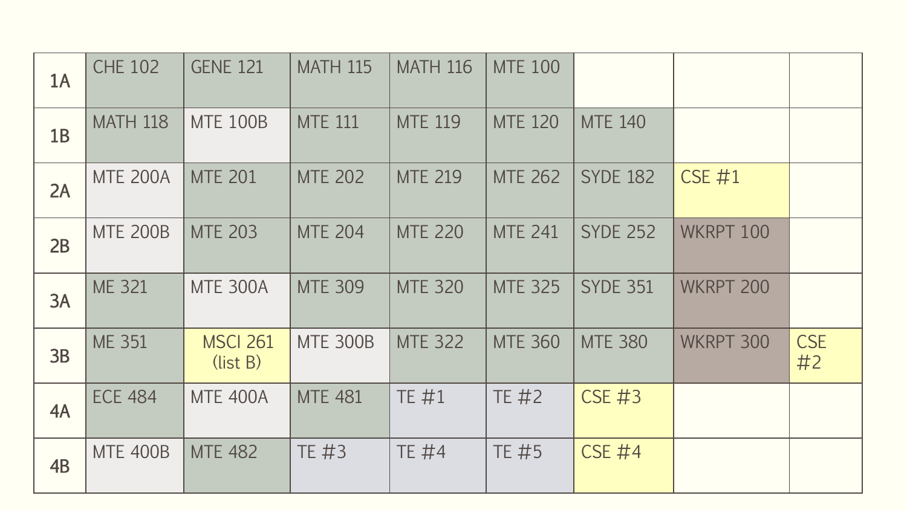| | | | | | | | | |
|---|---|---|---|---|---|---|---|---|
| 1A | CHE 102 | GENE 121 | MATH 115 | MATH 116 | MTE 100 | | | |
| 1B | MATH 118 | MTE 100B | MTE 111 | MTE 119 | MTE 120 | MTE 140 | | |
| 2A | MTE 200A | MTE 201 | MTE 202 | MTE 219 | MTE 262 | SYDE 182 | CSE #1 | |
| 2B | MTE 200B | MTE 203 | MTE 204 | MTE 220 | MTE 241 | SYDE 252 | WKRPT 100 | |
| 3A | ME 321 | MTE 300A | MTE 309 | MTE 320 | MTE 325 | SYDE 351 | WKRPT 200 | |
| 3B | ME 351 | MSCI 261 (list B) | MTE 300B | MTE 322 | MTE 360 | MTE 380 | WKRPT 300 | CSE #2 |
| 4A | ECE 484 | MTE 400A | MTE 481 | TE #1 | TE #2 | CSE #3 | | |
| 4B | MTE 400B | MTE 482 | TE #3 | TE #4 | TE #5 | CSE #4 | | |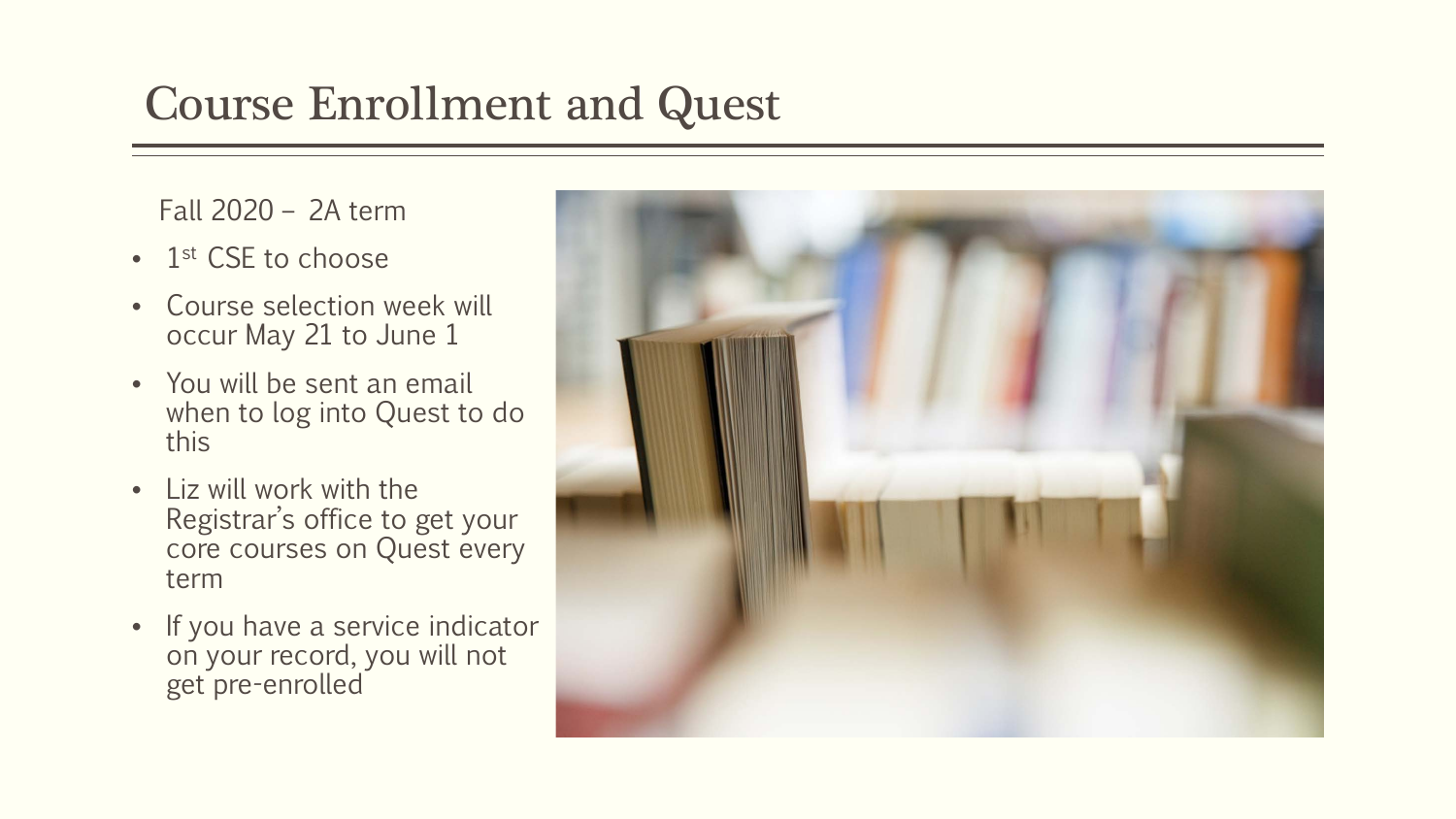# Course Enrollment and Quest

Fall 2020 – 2A term

- 1st CSE to choose
- Course selection week will occur May 21 to June 1
- You will be sent an email when to log into Quest to do this
- Liz will work with the Registrar's office to get your core courses on Quest every term
- If you have a service indicator on your record, you will not get pre-enrolled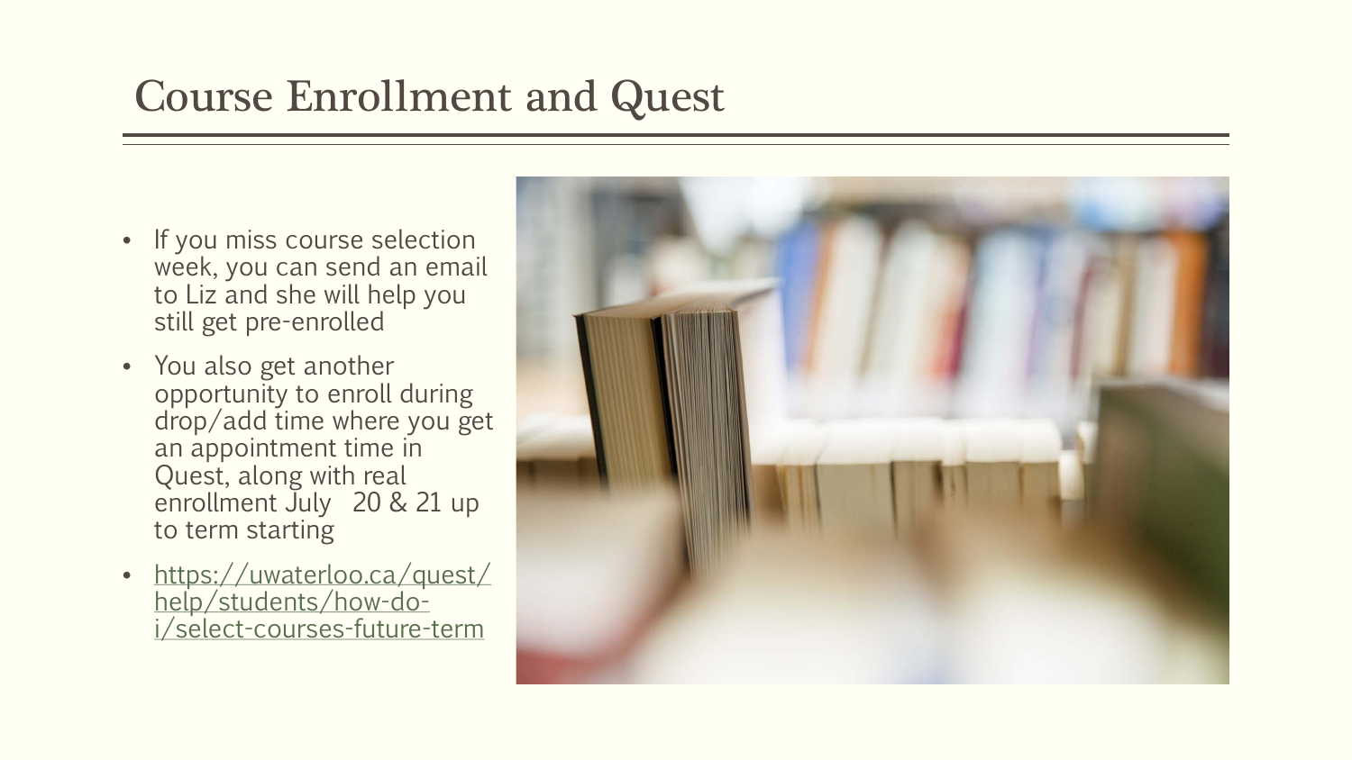# Course Enrollment and Quest

- If you miss course selection week, you can send an email to Liz and she will help you still get pre-enrolled
- You also get another opportunity to enroll during drop/add time where you get an appointment time in Quest, along with real enrollment July 20 & 21 up to term starting
- [https://uwaterloo.ca/quest/help/students/how-do-i/select-courses-future-term](https://uwaterloo.ca/quest/help/students/how-do-i/select-courses-future-term)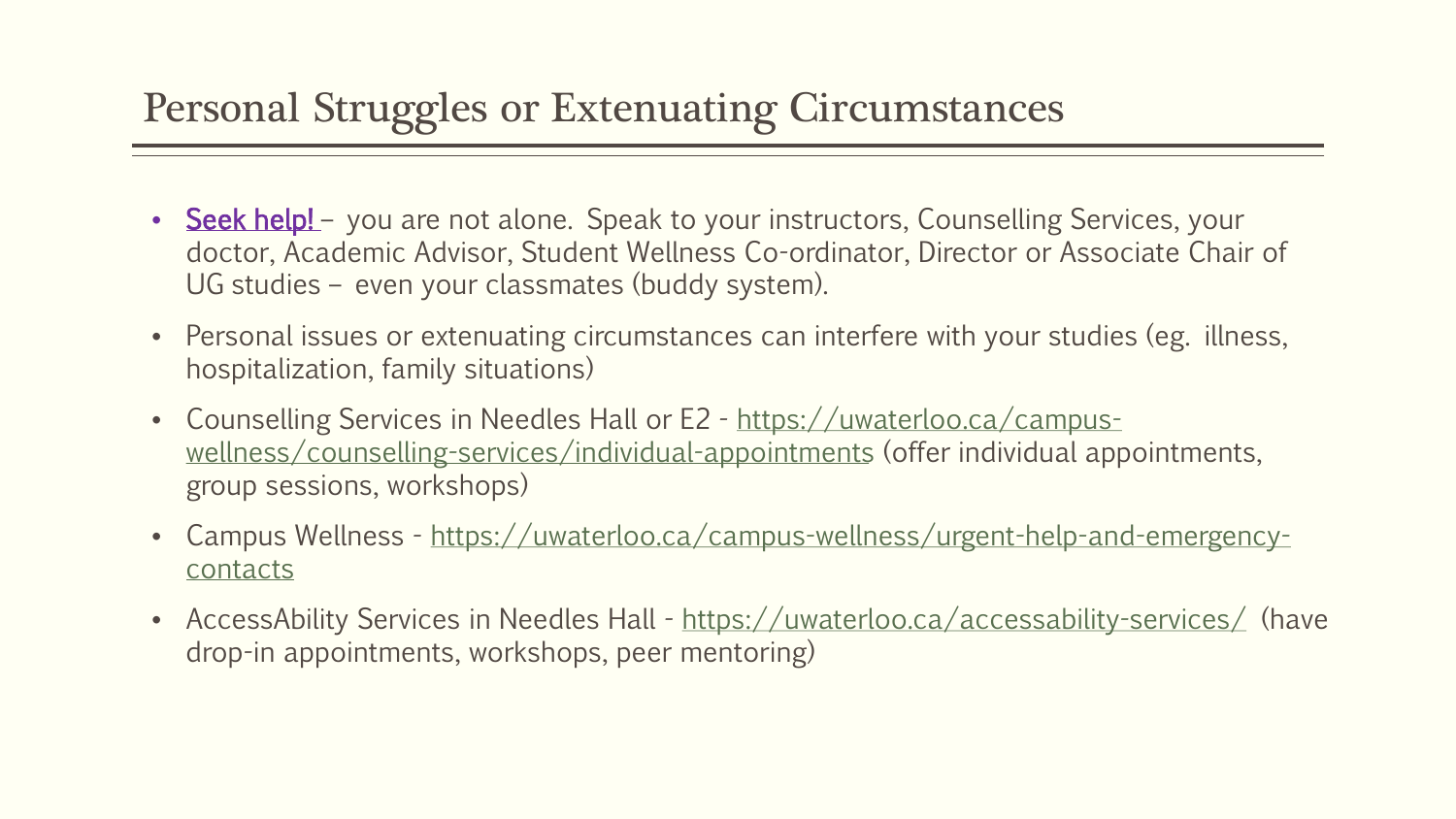# Personal Struggles or Extenuating Circumstances

- **Seek help!** – you are not alone. Speak to your instructors, Counselling Services, your doctor, Academic Advisor, Student Wellness Co-ordinator, Director or Associate Chair of UG studies – even your classmates (buddy system).
- Personal issues or extenuating circumstances can interfere with your studies (eg. illness, hospitalization, family situations)
- Counselling Services in Needles Hall or E2 - https://uwaterloo.ca/campus-wellness/counselling-services/individual-appointments (offer individual appointments, group sessions, workshops)
- Campus Wellness - https://uwaterloo.ca/campus-wellness/urgent-help-and-emergency-contacts
- AccessAbility Services in Needles Hall - https://uwaterloo.ca/accessability-services/ (have drop-in appointments, workshops, peer mentoring)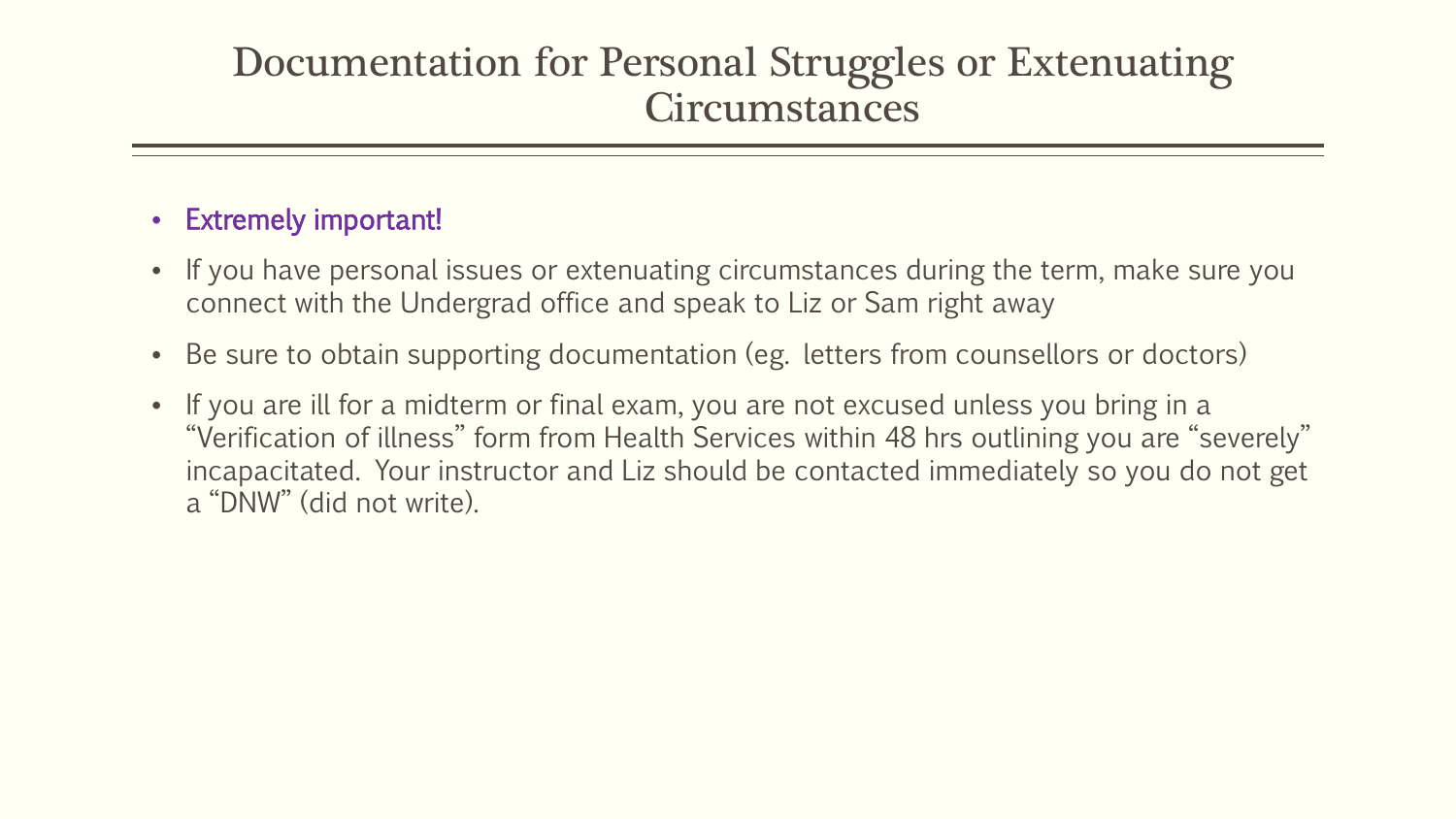# Documentation for Personal Struggles or Extenuating Circumstances

- Extremely important!
- If you have personal issues or extenuating circumstances during the term, make sure you connect with the Undergrad office and speak to Liz or Sam right away
- Be sure to obtain supporting documentation (eg. letters from counsellors or doctors)
- If you are ill for a midterm or final exam, you are not excused unless you bring in a "Verification of illness" form from Health Services within 48 hrs outlining you are "severely" incapacitated. Your instructor and Liz should be contacted immediately so you do not get a "DNW" (did not write).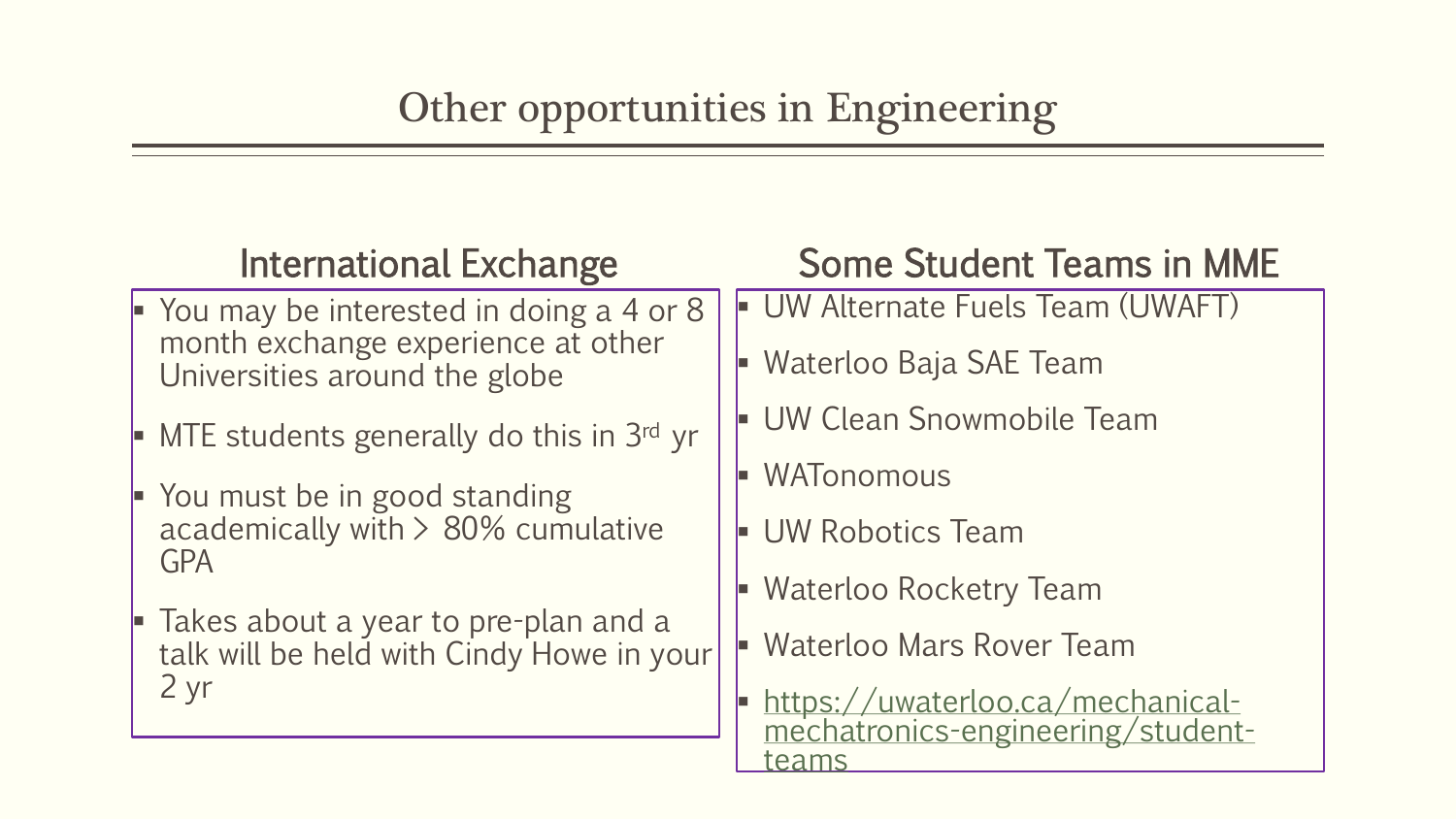# Other opportunities in Engineering

## International Exchange

- You may be interested in doing a 4 or 8 month exchange experience at other Universities around the globe
- MTE students generally do this in 3rd yr
- You must be in good standing academically with > 80% cumulative GPA
- Takes about a year to pre-plan and a talk will be held with Cindy Howe in your 2 yr

## Some Student Teams in MME

- UW Alternate Fuels Team (UWAFT)
- Waterloo Baja SAE Team
- UW Clean Snowmobile Team
- WATonomous
- UW Robotics Team
- Waterloo Rocketry Team
- Waterloo Mars Rover Team
- https://uwaterloo.ca/mechanical-mechatronics-engineering/student-teams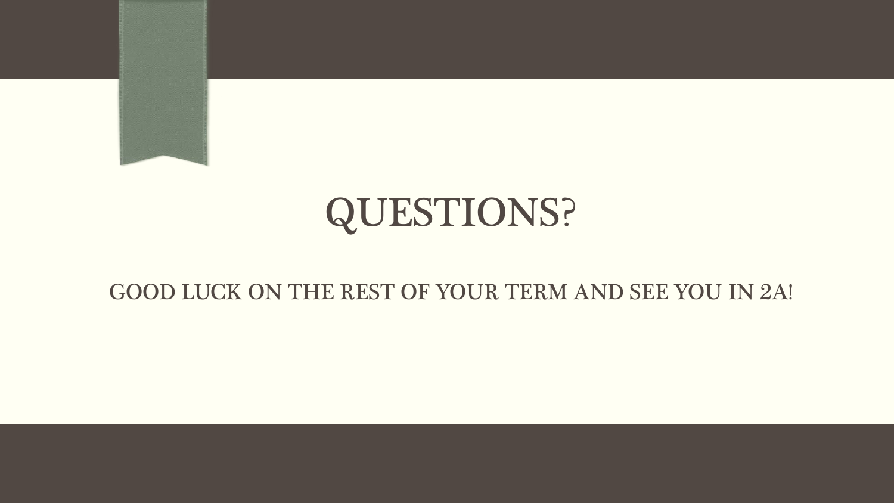# QUESTIONS?

GOOD LUCK ON THE REST OF YOUR TERM AND SEE YOU IN 2A!